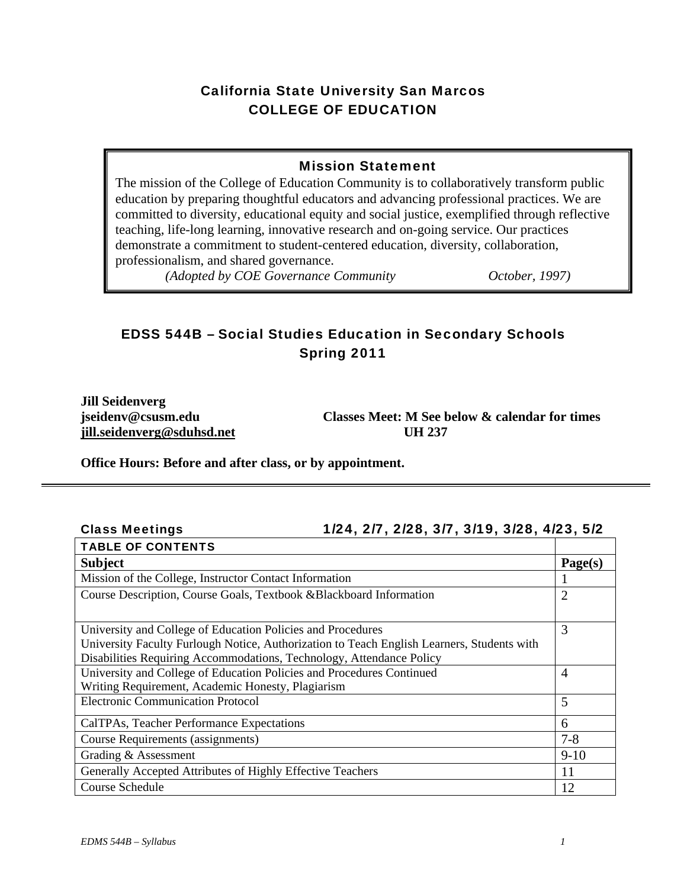## California State University San Marcos
## COLLEGE OF EDUCATION

### Mission Statement

The mission of the College of Education Community is to collaboratively transform public education by preparing thoughtful educators and advancing professional practices. We are committed to diversity, educational equity and social justice, exemplified through reflective teaching, life-long learning, innovative research and on-going service. Our practices demonstrate a commitment to student-centered education, diversity, collaboration, professionalism, and shared governance.

*(Adopted by COE Governance Community October, 1997)*

## EDSS 544B – Social Studies Education in Secondary Schools
## Spring 2011

**Jill Seidenverg**
**jseidenv@csusm.edu**
**jill.seidenverg@sduhsd.net**

**Classes Meet: M See below & calendar for times**
**UH 237**

**Office Hours: Before and after class, or by appointment.**

---

**Class Meetings** 1/24, 2/7, 2/28, 3/7, 3/19, 3/28, 4/23, 5/2

| TABLE OF CONTENTS | |
|---|---|
| **Subject** | **Page(s)** |
| Mission of the College, Instructor Contact Information | 1 |
| Course Description, Course Goals, Textbook &Blackboard Information | 2 |
| University and College of Education Policies and Procedures<br>University Faculty Furlough Notice, Authorization to Teach English Learners, Students with Disabilities Requiring Accommodations, Technology, Attendance Policy | 3 |
| University and College of Education Policies and Procedures Continued<br>Writing Requirement, Academic Honesty, Plagiarism | 4 |
| Electronic Communication Protocol | 5 |
| CalTPAs, Teacher Performance Expectations | 6 |
| Course Requirements (assignments) | 7-8 |
| Grading & Assessment | 9-10 |
| Generally Accepted Attributes of Highly Effective Teachers | 11 |
| Course Schedule | 12 |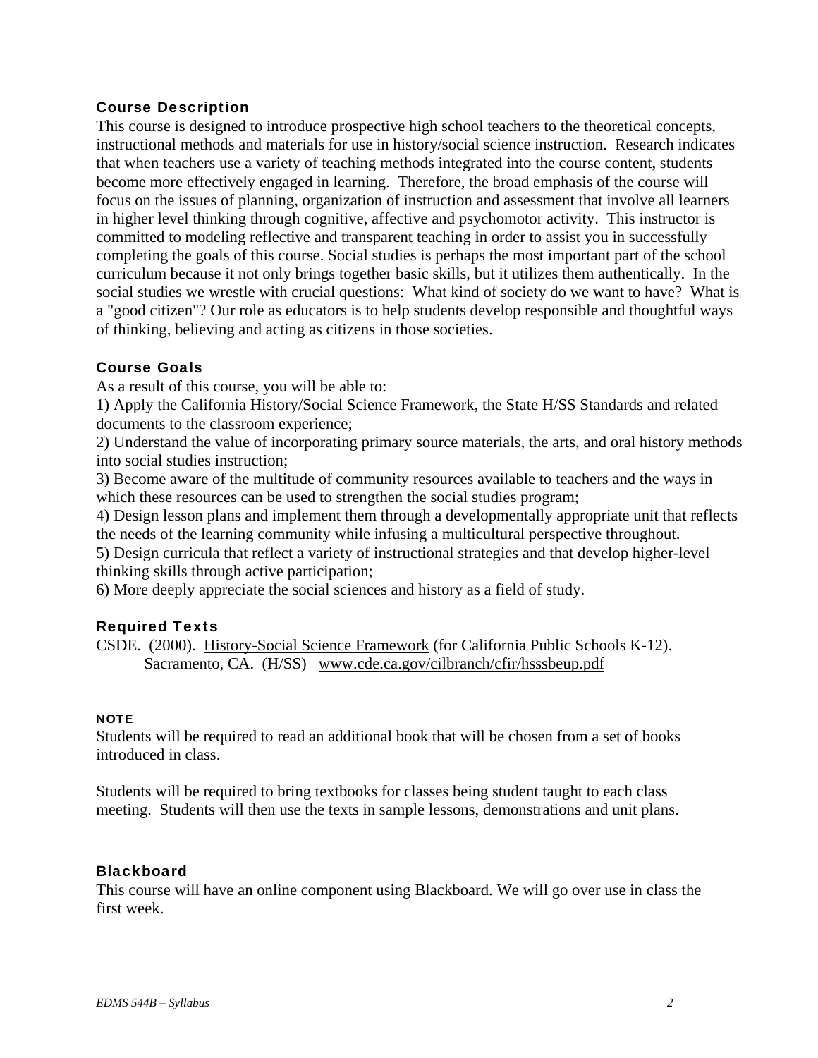## Course Description

This course is designed to introduce prospective high school teachers to the theoretical concepts, instructional methods and materials for use in history/social science instruction. Research indicates that when teachers use a variety of teaching methods integrated into the course content, students become more effectively engaged in learning. Therefore, the broad emphasis of the course will focus on the issues of planning, organization of instruction and assessment that involve all learners in higher level thinking through cognitive, affective and psychomotor activity. This instructor is committed to modeling reflective and transparent teaching in order to assist you in successfully completing the goals of this course. Social studies is perhaps the most important part of the school curriculum because it not only brings together basic skills, but it utilizes them authentically. In the social studies we wrestle with crucial questions: What kind of society do we want to have? What is a "good citizen"? Our role as educators is to help students develop responsible and thoughtful ways of thinking, believing and acting as citizens in those societies.

## Course Goals

As a result of this course, you will be able to:

1) Apply the California History/Social Science Framework, the State H/SS Standards and related documents to the classroom experience;
2) Understand the value of incorporating primary source materials, the arts, and oral history methods into social studies instruction;
3) Become aware of the multitude of community resources available to teachers and the ways in which these resources can be used to strengthen the social studies program;
4) Design lesson plans and implement them through a developmentally appropriate unit that reflects the needs of the learning community while infusing a multicultural perspective throughout.
5) Design curricula that reflect a variety of instructional strategies and that develop higher-level thinking skills through active participation;
6) More deeply appreciate the social sciences and history as a field of study.

## Required Texts

CSDE. (2000). History-Social Science Framework (for California Public Schools K-12). Sacramento, CA. (H/SS) www.cde.ca.gov/cilbranch/cfir/hsssbeup.pdf

#### NOTE

Students will be required to read an additional book that will be chosen from a set of books introduced in class.

Students will be required to bring textbooks for classes being student taught to each class meeting. Students will then use the texts in sample lessons, demonstrations and unit plans.

## Blackboard

This course will have an online component using Blackboard. We will go over use in class the first week.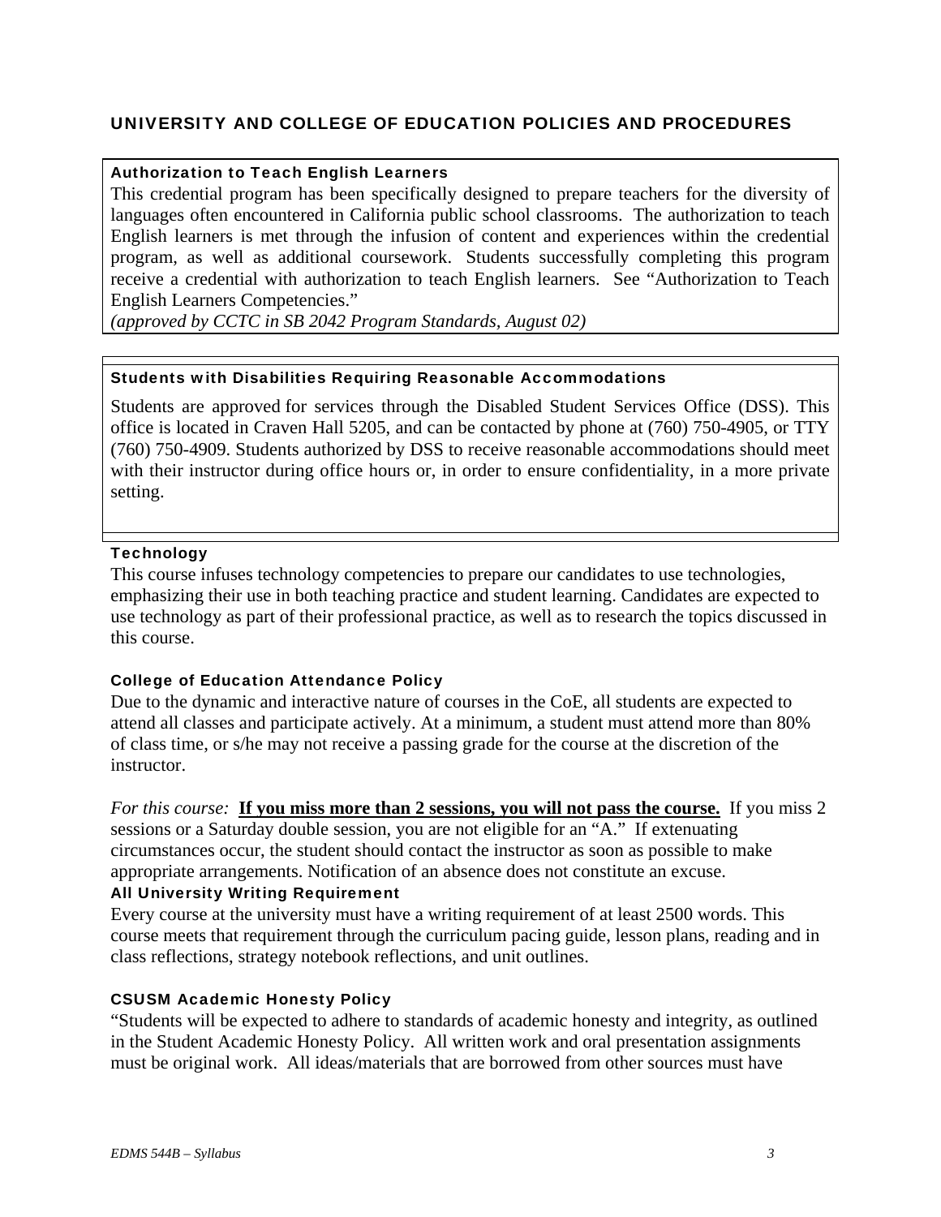## UNIVERSITY AND COLLEGE OF EDUCATION POLICIES AND PROCEDURES

### Authorization to Teach English Learners

This credential program has been specifically designed to prepare teachers for the diversity of languages often encountered in California public school classrooms. The authorization to teach English learners is met through the infusion of content and experiences within the credential program, as well as additional coursework. Students successfully completing this program receive a credential with authorization to teach English learners. See "Authorization to Teach English Learners Competencies."

*(approved by CCTC in SB 2042 Program Standards, August 02)*

### Students with Disabilities Requiring Reasonable Accommodations

Students are approved for services through the Disabled Student Services Office (DSS). This office is located in Craven Hall 5205, and can be contacted by phone at (760) 750-4905, or TTY (760) 750-4909. Students authorized by DSS to receive reasonable accommodations should meet with their instructor during office hours or, in order to ensure confidentiality, in a more private setting.

### Technology

This course infuses technology competencies to prepare our candidates to use technologies, emphasizing their use in both teaching practice and student learning. Candidates are expected to use technology as part of their professional practice, as well as to research the topics discussed in this course.

### College of Education Attendance Policy

Due to the dynamic and interactive nature of courses in the CoE, all students are expected to attend all classes and participate actively. At a minimum, a student must attend more than 80% of class time, or s/he may not receive a passing grade for the course at the discretion of the instructor.

*For this course:* **If you miss more than 2 sessions, you will not pass the course.** If you miss 2 sessions or a Saturday double session, you are not eligible for an "A." If extenuating circumstances occur, the student should contact the instructor as soon as possible to make appropriate arrangements. Notification of an absence does not constitute an excuse.

### All University Writing Requirement

Every course at the university must have a writing requirement of at least 2500 words. This course meets that requirement through the curriculum pacing guide, lesson plans, reading and in class reflections, strategy notebook reflections, and unit outlines.

### CSUSM Academic Honesty Policy

"Students will be expected to adhere to standards of academic honesty and integrity, as outlined in the Student Academic Honesty Policy. All written work and oral presentation assignments must be original work. All ideas/materials that are borrowed from other sources must have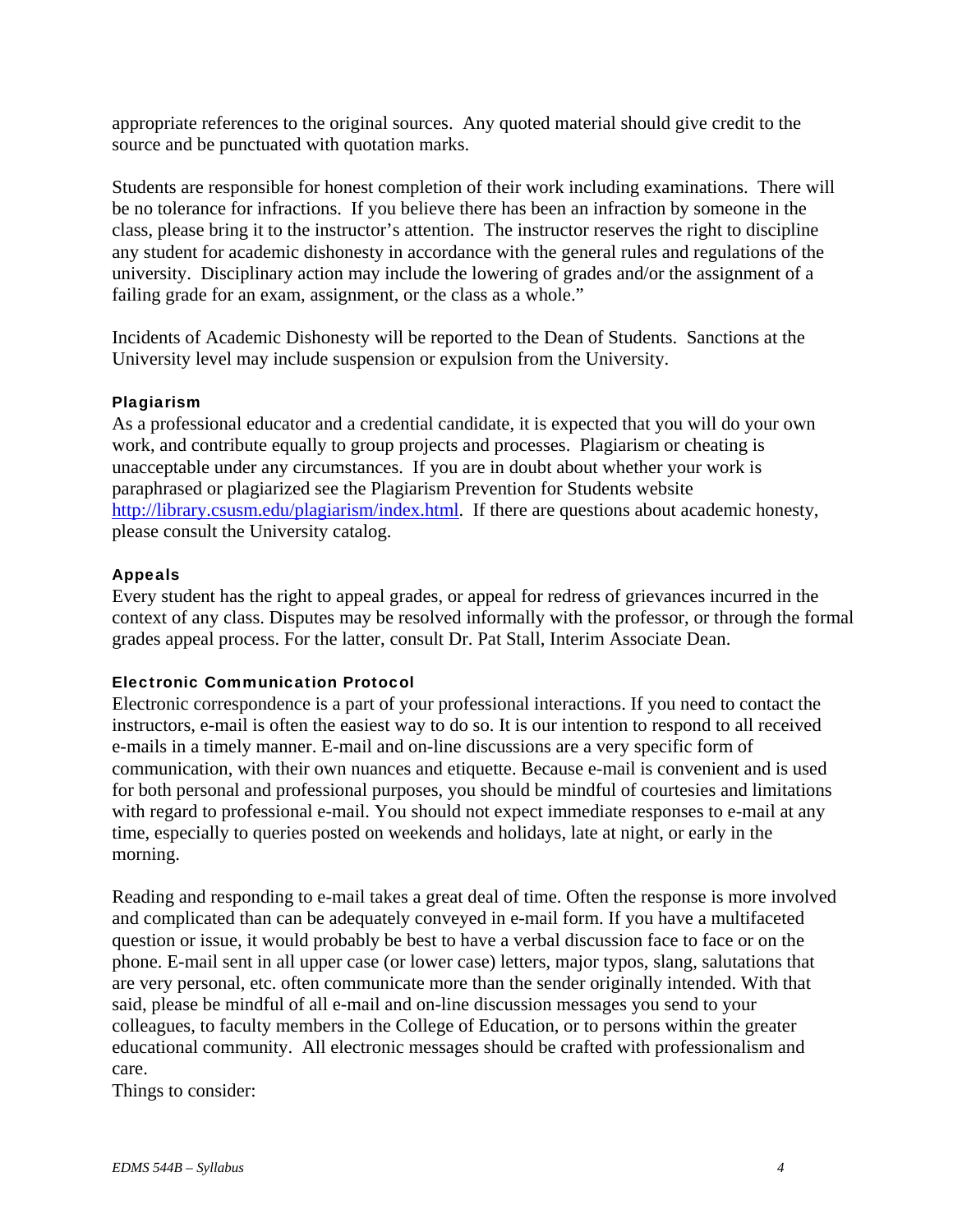appropriate references to the original sources. Any quoted material should give credit to the source and be punctuated with quotation marks.

Students are responsible for honest completion of their work including examinations. There will be no tolerance for infractions. If you believe there has been an infraction by someone in the class, please bring it to the instructor's attention. The instructor reserves the right to discipline any student for academic dishonesty in accordance with the general rules and regulations of the university. Disciplinary action may include the lowering of grades and/or the assignment of a failing grade for an exam, assignment, or the class as a whole."

Incidents of Academic Dishonesty will be reported to the Dean of Students. Sanctions at the University level may include suspension or expulsion from the University.

### Plagiarism

As a professional educator and a credential candidate, it is expected that you will do your own work, and contribute equally to group projects and processes. Plagiarism or cheating is unacceptable under any circumstances. If you are in doubt about whether your work is paraphrased or plagiarized see the Plagiarism Prevention for Students website [http://library.csusm.edu/plagiarism/index.html](http://library.csusm.edu/plagiarism/index.html). If there are questions about academic honesty, please consult the University catalog.

### Appeals

Every student has the right to appeal grades, or appeal for redress of grievances incurred in the context of any class. Disputes may be resolved informally with the professor, or through the formal grades appeal process. For the latter, consult Dr. Pat Stall, Interim Associate Dean.

### Electronic Communication Protocol

Electronic correspondence is a part of your professional interactions. If you need to contact the instructors, e-mail is often the easiest way to do so. It is our intention to respond to all received e-mails in a timely manner. E-mail and on-line discussions are a very specific form of communication, with their own nuances and etiquette. Because e-mail is convenient and is used for both personal and professional purposes, you should be mindful of courtesies and limitations with regard to professional e-mail. You should not expect immediate responses to e-mail at any time, especially to queries posted on weekends and holidays, late at night, or early in the morning.

Reading and responding to e-mail takes a great deal of time. Often the response is more involved and complicated than can be adequately conveyed in e-mail form. If you have a multifaceted question or issue, it would probably be best to have a verbal discussion face to face or on the phone. E-mail sent in all upper case (or lower case) letters, major typos, slang, salutations that are very personal, etc. often communicate more than the sender originally intended. With that said, please be mindful of all e-mail and on-line discussion messages you send to your colleagues, to faculty members in the College of Education, or to persons within the greater educational community. All electronic messages should be crafted with professionalism and care.
Things to consider: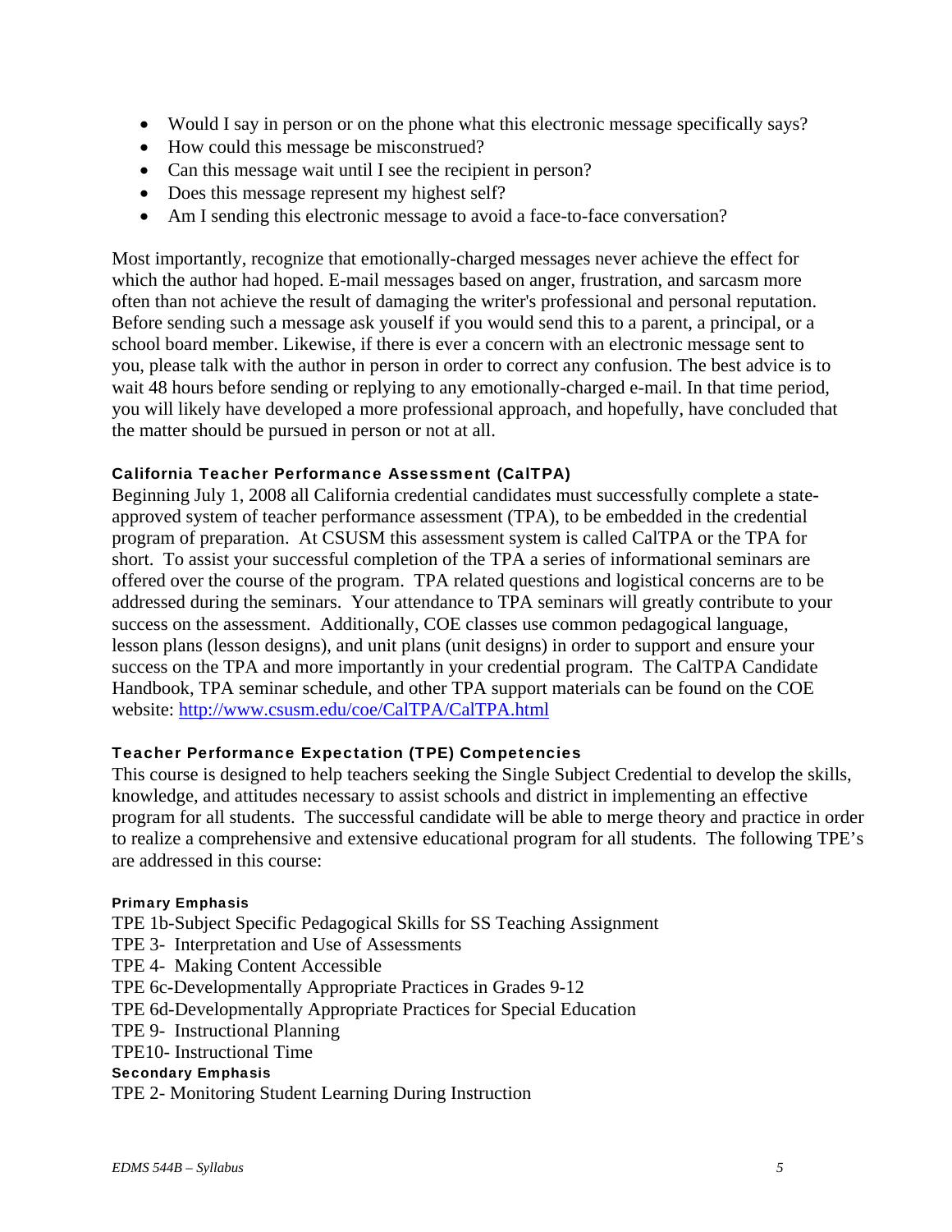- Would I say in person or on the phone what this electronic message specifically says?
- How could this message be misconstrued?
- Can this message wait until I see the recipient in person?
- Does this message represent my highest self?
- Am I sending this electronic message to avoid a face-to-face conversation?

Most importantly, recognize that emotionally-charged messages never achieve the effect for which the author had hoped. E-mail messages based on anger, frustration, and sarcasm more often than not achieve the result of damaging the writer's professional and personal reputation. Before sending such a message ask youself if you would send this to a parent, a principal, or a school board member. Likewise, if there is ever a concern with an electronic message sent to you, please talk with the author in person in order to correct any confusion. The best advice is to wait 48 hours before sending or replying to any emotionally-charged e-mail. In that time period, you will likely have developed a more professional approach, and hopefully, have concluded that the matter should be pursued in person or not at all.

### California Teacher Performance Assessment (CalTPA)

Beginning July 1, 2008 all California credential candidates must successfully complete a state-approved system of teacher performance assessment (TPA), to be embedded in the credential program of preparation. At CSUSM this assessment system is called CalTPA or the TPA for short. To assist your successful completion of the TPA a series of informational seminars are offered over the course of the program. TPA related questions and logistical concerns are to be addressed during the seminars. Your attendance to TPA seminars will greatly contribute to your success on the assessment. Additionally, COE classes use common pedagogical language, lesson plans (lesson designs), and unit plans (unit designs) in order to support and ensure your success on the TPA and more importantly in your credential program. The CalTPA Candidate Handbook, TPA seminar schedule, and other TPA support materials can be found on the COE website: http://www.csusm.edu/coe/CalTPA/CalTPA.html

### Teacher Performance Expectation (TPE) Competencies

This course is designed to help teachers seeking the Single Subject Credential to develop the skills, knowledge, and attitudes necessary to assist schools and district in implementing an effective program for all students. The successful candidate will be able to merge theory and practice in order to realize a comprehensive and extensive educational program for all students. The following TPE's are addressed in this course:

#### Primary Emphasis

TPE 1b-Subject Specific Pedagogical Skills for SS Teaching Assignment
TPE 3- Interpretation and Use of Assessments
TPE 4- Making Content Accessible
TPE 6c-Developmentally Appropriate Practices in Grades 9-12
TPE 6d-Developmentally Appropriate Practices for Special Education
TPE 9- Instructional Planning
TPE10- Instructional Time

#### Secondary Emphasis

TPE 2- Monitoring Student Learning During Instruction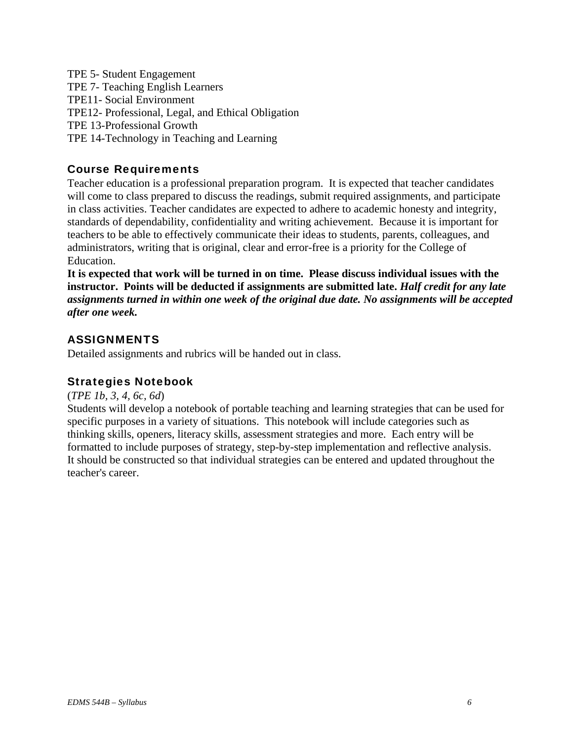TPE 5- Student Engagement
TPE 7- Teaching English Learners
TPE11- Social Environment
TPE12- Professional, Legal, and Ethical Obligation
TPE 13-Professional Growth
TPE 14-Technology in Teaching and Learning

## Course Requirements

Teacher education is a professional preparation program. It is expected that teacher candidates will come to class prepared to discuss the readings, submit required assignments, and participate in class activities. Teacher candidates are expected to adhere to academic honesty and integrity, standards of dependability, confidentiality and writing achievement. Because it is important for teachers to be able to effectively communicate their ideas to students, parents, colleagues, and administrators, writing that is original, clear and error-free is a priority for the College of Education.

**It is expected that work will be turned in on time. Please discuss individual issues with the instructor. Points will be deducted if assignments are submitted late.** ***Half credit for any late assignments turned in within one week of the original due date. No assignments will be accepted after one week.***

## ASSIGNMENTS

Detailed assignments and rubrics will be handed out in class.

### Strategies Notebook

(*TPE 1b, 3, 4, 6c, 6d*)

Students will develop a notebook of portable teaching and learning strategies that can be used for specific purposes in a variety of situations. This notebook will include categories such as thinking skills, openers, literacy skills, assessment strategies and more. Each entry will be formatted to include purposes of strategy, step-by-step implementation and reflective analysis. It should be constructed so that individual strategies can be entered and updated throughout the teacher's career.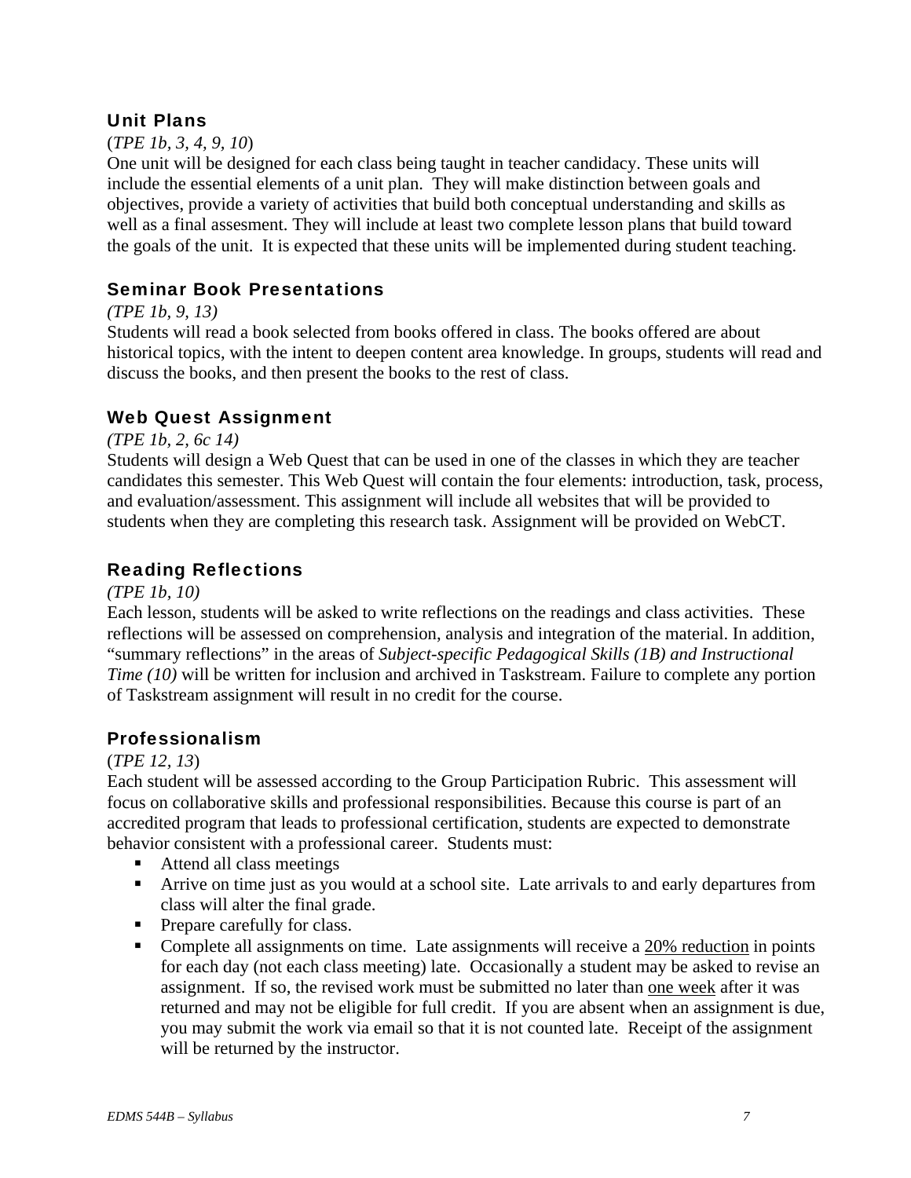### Unit Plans

(*TPE 1b, 3, 4, 9, 10*)

One unit will be designed for each class being taught in teacher candidacy. These units will include the essential elements of a unit plan. They will make distinction between goals and objectives, provide a variety of activities that build both conceptual understanding and skills as well as a final assesment. They will include at least two complete lesson plans that build toward the goals of the unit. It is expected that these units will be implemented during student teaching.

### Seminar Book Presentations

*(TPE 1b, 9, 13)*

Students will read a book selected from books offered in class. The books offered are about historical topics, with the intent to deepen content area knowledge. In groups, students will read and discuss the books, and then present the books to the rest of class.

### Web Quest Assignment

*(TPE 1b, 2, 6c 14)*

Students will design a Web Quest that can be used in one of the classes in which they are teacher candidates this semester. This Web Quest will contain the four elements: introduction, task, process, and evaluation/assessment. This assignment will include all websites that will be provided to students when they are completing this research task. Assignment will be provided on WebCT.

### Reading Reflections

*(TPE 1b, 10)*

Each lesson, students will be asked to write reflections on the readings and class activities. These reflections will be assessed on comprehension, analysis and integration of the material. In addition, "summary reflections" in the areas of *Subject-specific Pedagogical Skills (1B) and Instructional Time (10)* will be written for inclusion and archived in Taskstream. Failure to complete any portion of Taskstream assignment will result in no credit for the course.

### Professionalism

(*TPE 12, 13*)

Each student will be assessed according to the Group Participation Rubric. This assessment will focus on collaborative skills and professional responsibilities. Because this course is part of an accredited program that leads to professional certification, students are expected to demonstrate behavior consistent with a professional career. Students must:

- Attend all class meetings
- Arrive on time just as you would at a school site. Late arrivals to and early departures from class will alter the final grade.
- Prepare carefully for class.
- Complete all assignments on time. Late assignments will receive a <u>20% reduction</u> in points for each day (not each class meeting) late. Occasionally a student may be asked to revise an assignment. If so, the revised work must be submitted no later than <u>one week</u> after it was returned and may not be eligible for full credit. If you are absent when an assignment is due, you may submit the work via email so that it is not counted late. Receipt of the assignment will be returned by the instructor.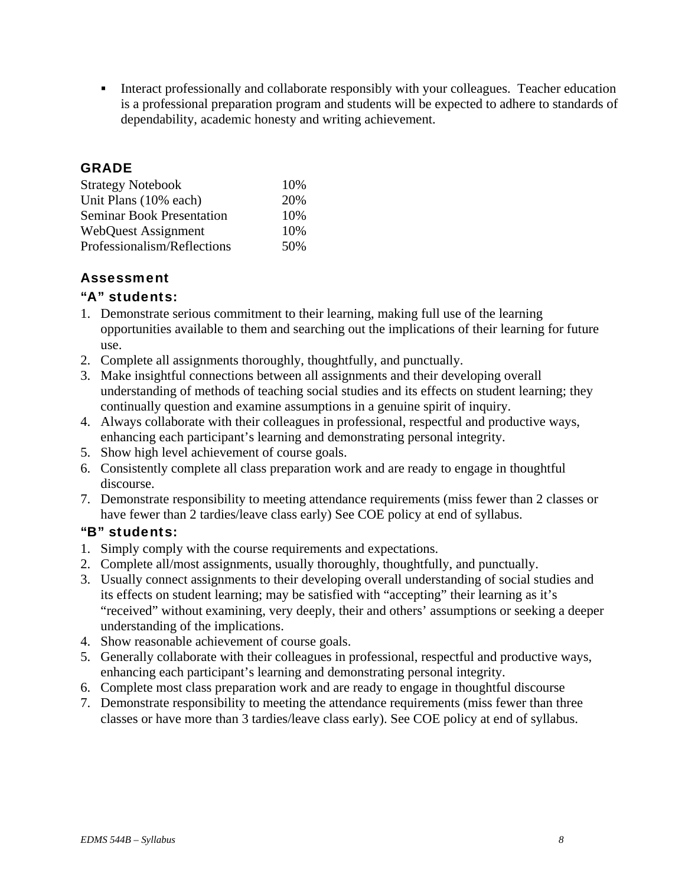- Interact professionally and collaborate responsibly with your colleagues. Teacher education is a professional preparation program and students will be expected to adhere to standards of dependability, academic honesty and writing achievement.

## GRADE

| | |
|---|---|
| Strategy Notebook | 10% |
| Unit Plans (10% each) | 20% |
| Seminar Book Presentation | 10% |
| WebQuest Assignment | 10% |
| Professionalism/Reflections | 50% |

## Assessment

### "A" students:

1. Demonstrate serious commitment to their learning, making full use of the learning opportunities available to them and searching out the implications of their learning for future use.
2. Complete all assignments thoroughly, thoughtfully, and punctually.
3. Make insightful connections between all assignments and their developing overall understanding of methods of teaching social studies and its effects on student learning; they continually question and examine assumptions in a genuine spirit of inquiry.
4. Always collaborate with their colleagues in professional, respectful and productive ways, enhancing each participant's learning and demonstrating personal integrity.
5. Show high level achievement of course goals.
6. Consistently complete all class preparation work and are ready to engage in thoughtful discourse.
7. Demonstrate responsibility to meeting attendance requirements (miss fewer than 2 classes or have fewer than 2 tardies/leave class early) See COE policy at end of syllabus.

### "B" students:

1. Simply comply with the course requirements and expectations.
2. Complete all/most assignments, usually thoroughly, thoughtfully, and punctually.
3. Usually connect assignments to their developing overall understanding of social studies and its effects on student learning; may be satisfied with "accepting" their learning as it's "received" without examining, very deeply, their and others' assumptions or seeking a deeper understanding of the implications.
4. Show reasonable achievement of course goals.
5. Generally collaborate with their colleagues in professional, respectful and productive ways, enhancing each participant's learning and demonstrating personal integrity.
6. Complete most class preparation work and are ready to engage in thoughtful discourse
7. Demonstrate responsibility to meeting the attendance requirements (miss fewer than three classes or have more than 3 tardies/leave class early). See COE policy at end of syllabus.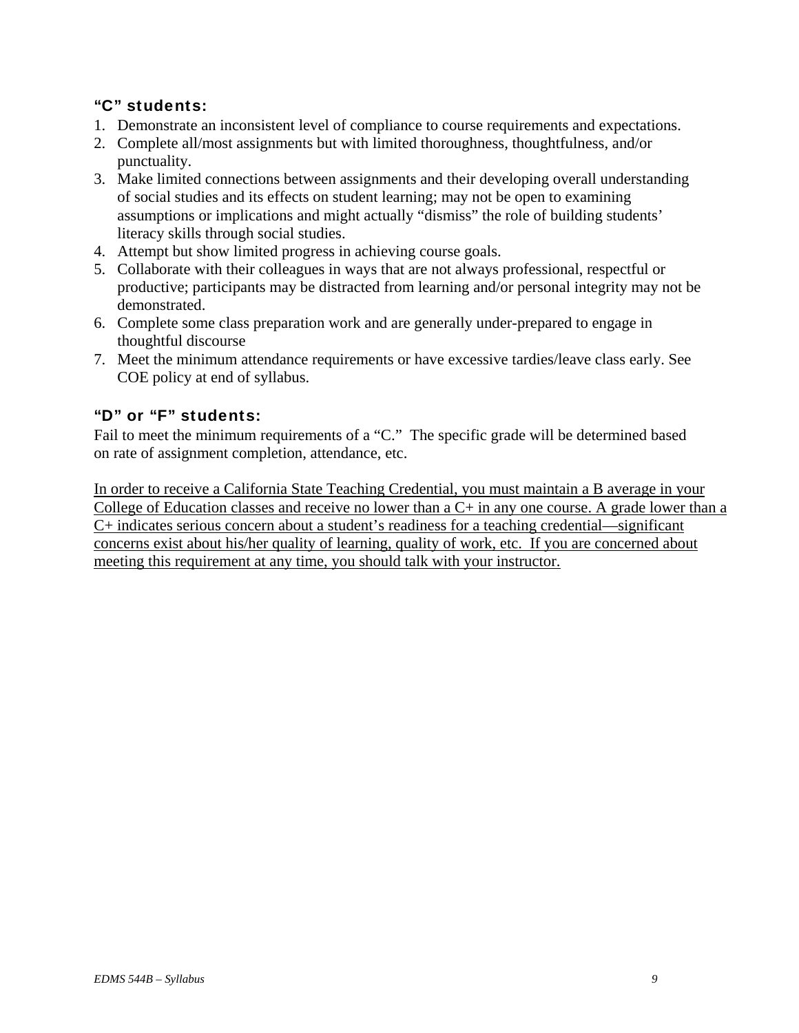### "C" students:

1. Demonstrate an inconsistent level of compliance to course requirements and expectations.
2. Complete all/most assignments but with limited thoroughness, thoughtfulness, and/or punctuality.
3. Make limited connections between assignments and their developing overall understanding of social studies and its effects on student learning; may not be open to examining assumptions or implications and might actually "dismiss" the role of building students' literacy skills through social studies.
4. Attempt but show limited progress in achieving course goals.
5. Collaborate with their colleagues in ways that are not always professional, respectful or productive; participants may be distracted from learning and/or personal integrity may not be demonstrated.
6. Complete some class preparation work and are generally under-prepared to engage in thoughtful discourse
7. Meet the minimum attendance requirements or have excessive tardies/leave class early. See COE policy at end of syllabus.

### "D" or "F" students:

Fail to meet the minimum requirements of a "C." The specific grade will be determined based on rate of assignment completion, attendance, etc.

<u>In order to receive a California State Teaching Credential, you must maintain a B average in your College of Education classes and receive no lower than a C+ in any one course. A grade lower than a C+ indicates serious concern about a student's readiness for a teaching credential—significant concerns exist about his/her quality of learning, quality of work, etc. If you are concerned about meeting this requirement at any time, you should talk with your instructor.</u>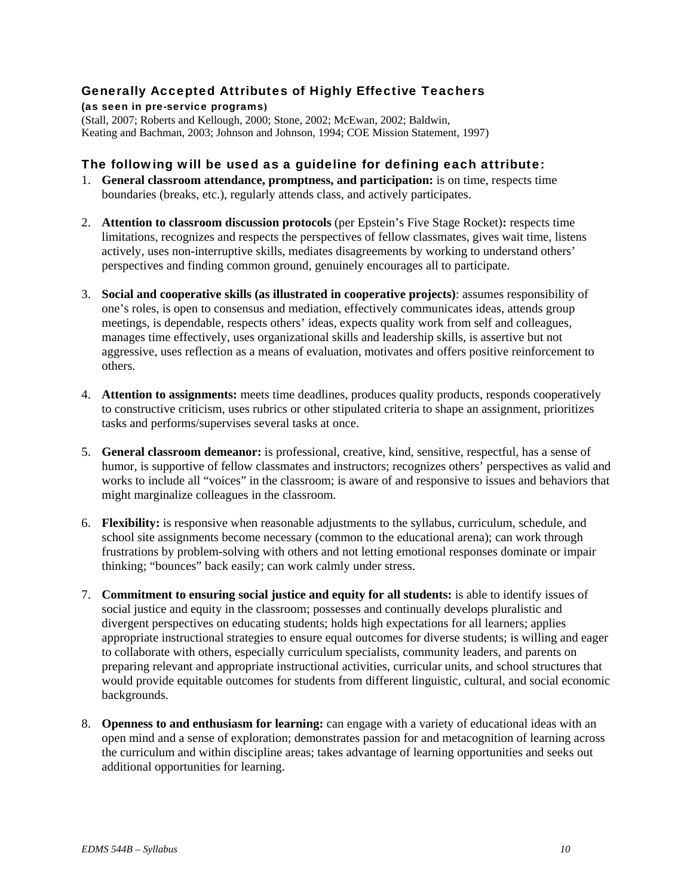## Generally Accepted Attributes of Highly Effective Teachers

**(as seen in pre-service programs)**

(Stall, 2007; Roberts and Kellough, 2000; Stone, 2002; McEwan, 2002; Baldwin, Keating and Bachman, 2003; Johnson and Johnson, 1994; COE Mission Statement, 1997)

### The following will be used as a guideline for defining each attribute:

1. **General classroom attendance, promptness, and participation:** is on time, respects time boundaries (breaks, etc.), regularly attends class, and actively participates.

2. **Attention to classroom discussion protocols** (per Epstein's Five Stage Rocket)**:** respects time limitations, recognizes and respects the perspectives of fellow classmates, gives wait time, listens actively, uses non-interruptive skills, mediates disagreements by working to understand others' perspectives and finding common ground, genuinely encourages all to participate.

3. **Social and cooperative skills (as illustrated in cooperative projects)**: assumes responsibility of one's roles, is open to consensus and mediation, effectively communicates ideas, attends group meetings, is dependable, respects others' ideas, expects quality work from self and colleagues, manages time effectively, uses organizational skills and leadership skills, is assertive but not aggressive, uses reflection as a means of evaluation, motivates and offers positive reinforcement to others.

4. **Attention to assignments:** meets time deadlines, produces quality products, responds cooperatively to constructive criticism, uses rubrics or other stipulated criteria to shape an assignment, prioritizes tasks and performs/supervises several tasks at once.

5. **General classroom demeanor:** is professional, creative, kind, sensitive, respectful, has a sense of humor, is supportive of fellow classmates and instructors; recognizes others' perspectives as valid and works to include all "voices" in the classroom; is aware of and responsive to issues and behaviors that might marginalize colleagues in the classroom.

6. **Flexibility:** is responsive when reasonable adjustments to the syllabus, curriculum, schedule, and school site assignments become necessary (common to the educational arena); can work through frustrations by problem-solving with others and not letting emotional responses dominate or impair thinking; "bounces" back easily; can work calmly under stress.

7. **Commitment to ensuring social justice and equity for all students:** is able to identify issues of social justice and equity in the classroom; possesses and continually develops pluralistic and divergent perspectives on educating students; holds high expectations for all learners; applies appropriate instructional strategies to ensure equal outcomes for diverse students; is willing and eager to collaborate with others, especially curriculum specialists, community leaders, and parents on preparing relevant and appropriate instructional activities, curricular units, and school structures that would provide equitable outcomes for students from different linguistic, cultural, and social economic backgrounds.

8. **Openness to and enthusiasm for learning:** can engage with a variety of educational ideas with an open mind and a sense of exploration; demonstrates passion for and metacognition of learning across the curriculum and within discipline areas; takes advantage of learning opportunities and seeks out additional opportunities for learning.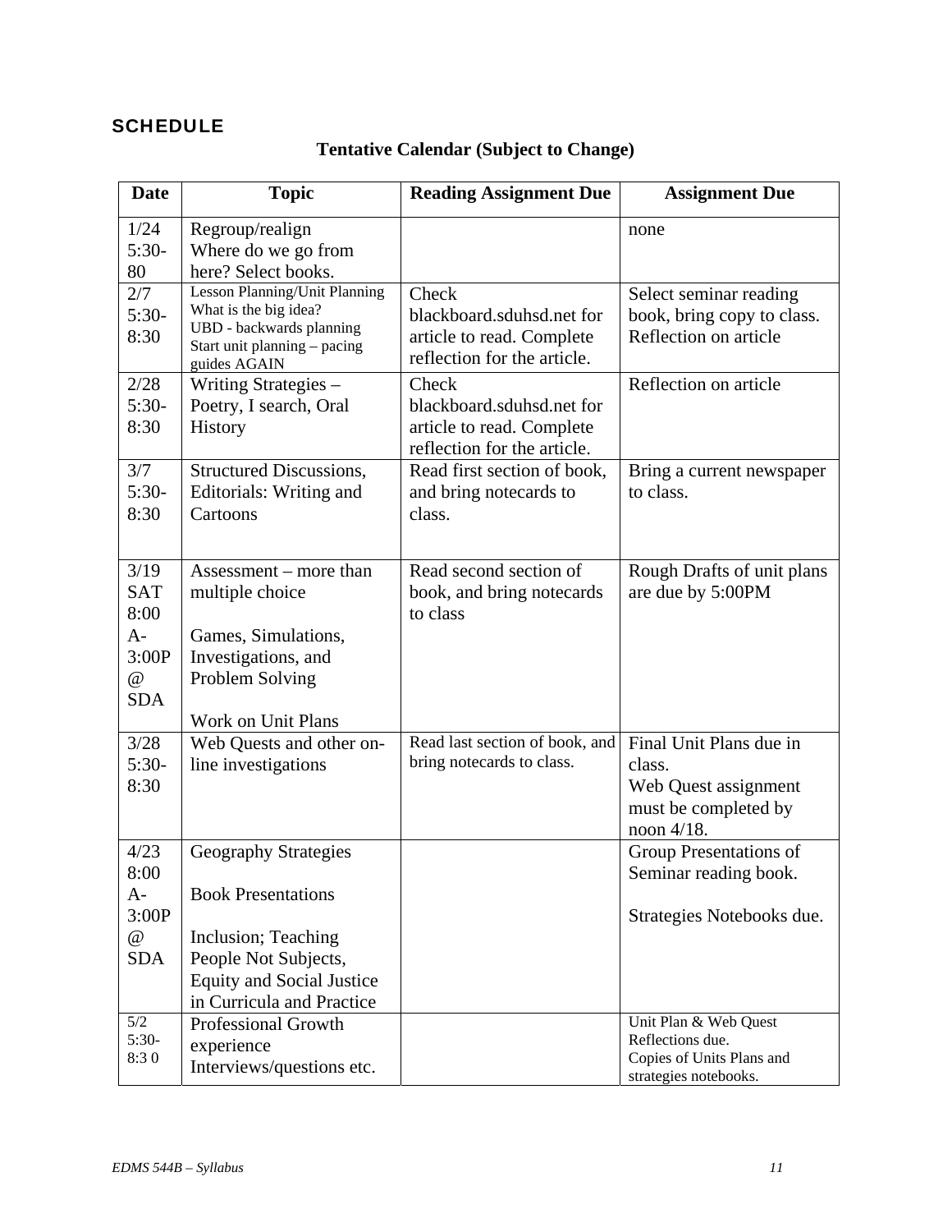## SCHEDULE

**Tentative Calendar (Subject to Change)**

| Date | Topic | Reading Assignment Due | Assignment Due |
|---|---|---|---|
| 1/24 5:30-80 | Regroup/realign Where do we go from here? Select books. | | none |
| 2/7 5:30-8:30 | Lesson Planning/Unit Planning What is the big idea? UBD - backwards planning Start unit planning – pacing guides AGAIN | Check blackboard.sduhsd.net for article to read. Complete reflection for the article. | Select seminar reading book, bring copy to class. Reflection on article |
| 2/28 5:30-8:30 | Writing Strategies – Poetry, I search, Oral History | Check blackboard.sduhsd.net for article to read. Complete reflection for the article. | Reflection on article |
| 3/7 5:30-8:30 | Structured Discussions, Editorials: Writing and Cartoons | Read first section of book, and bring notecards to class. | Bring a current newspaper to class. |
| 3/19 SAT 8:00 A-3:00P @ SDA | Assessment – more than multiple choice<br><br>Games, Simulations, Investigations, and Problem Solving<br><br>Work on Unit Plans | Read second section of book, and bring notecards to class | Rough Drafts of unit plans are due by 5:00PM |
| 3/28 5:30-8:30 | Web Quests and other on-line investigations | Read last section of book, and bring notecards to class. | Final Unit Plans due in class.<br>Web Quest assignment must be completed by noon 4/18. |
| 4/23 8:00 A-3:00P @ SDA | Geography Strategies<br><br>Book Presentations<br><br>Inclusion; Teaching People Not Subjects, Equity and Social Justice in Curricula and Practice | | Group Presentations of Seminar reading book.<br><br>Strategies Notebooks due. |
| 5/2 5:30-8:3 0 | Professional Growth experience Interviews/questions etc. | | Unit Plan & Web Quest Reflections due.<br>Copies of Units Plans and strategies notebooks. |